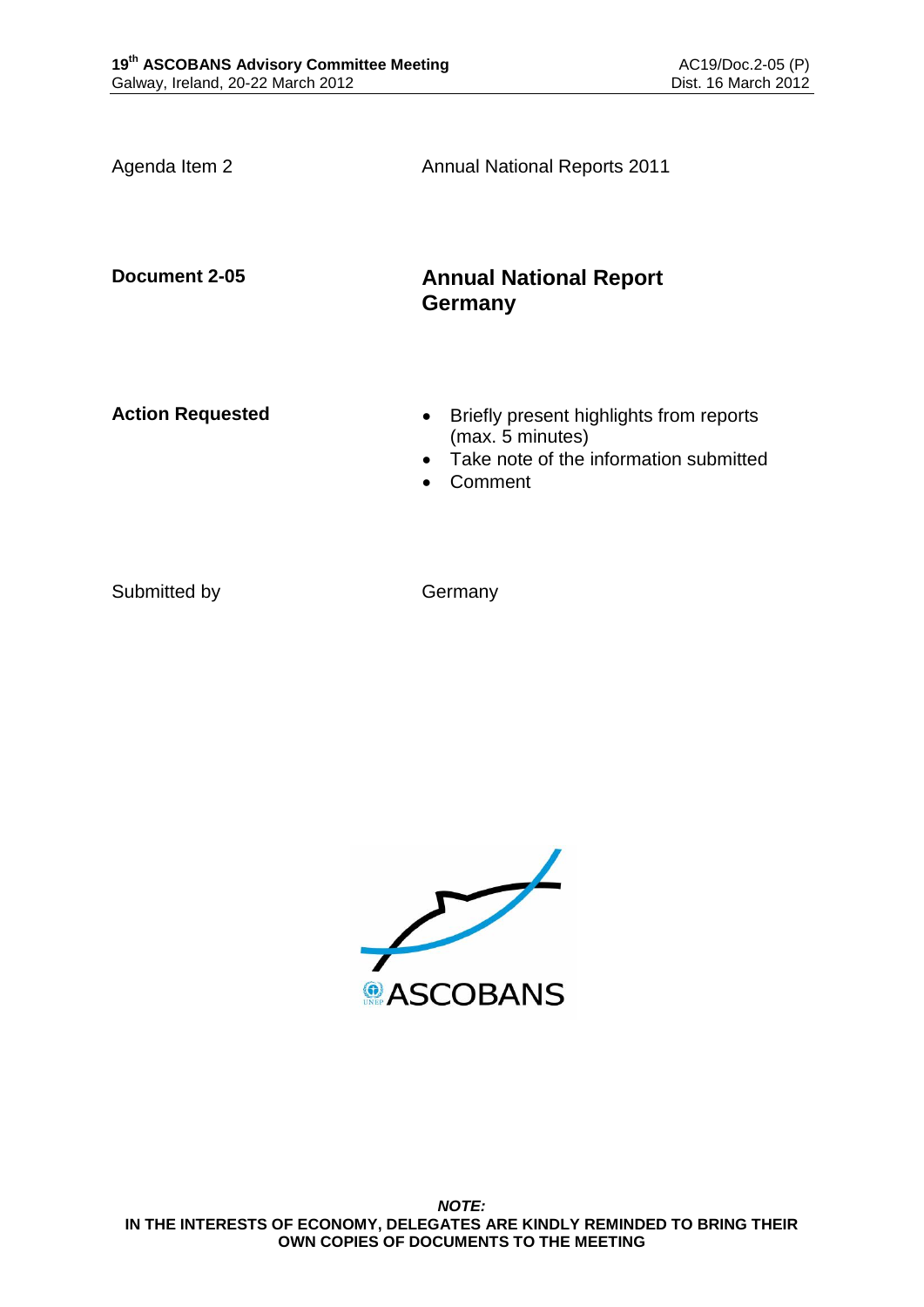**19th ASCOBANS Advisory Committee Meeting**
Galway, Ireland, 20-22 March 2012

AC19/Doc.2-05 (P)
Dist. 16 March 2012

| | |
|---|---|
| Agenda Item 2 | Annual National Reports 2011 |
| **Document 2-05** | **Annual National Report Germany** |
| **Action Requested** | • Briefly present highlights from reports (max. 5 minutes)<br>• Take note of the information submitted<br>• Comment |
| Submitted by | Germany |

ASCOBANS

***NOTE:***
**IN THE INTERESTS OF ECONOMY, DELEGATES ARE KINDLY REMINDED TO BRING THEIR OWN COPIES OF DOCUMENTS TO THE MEETING**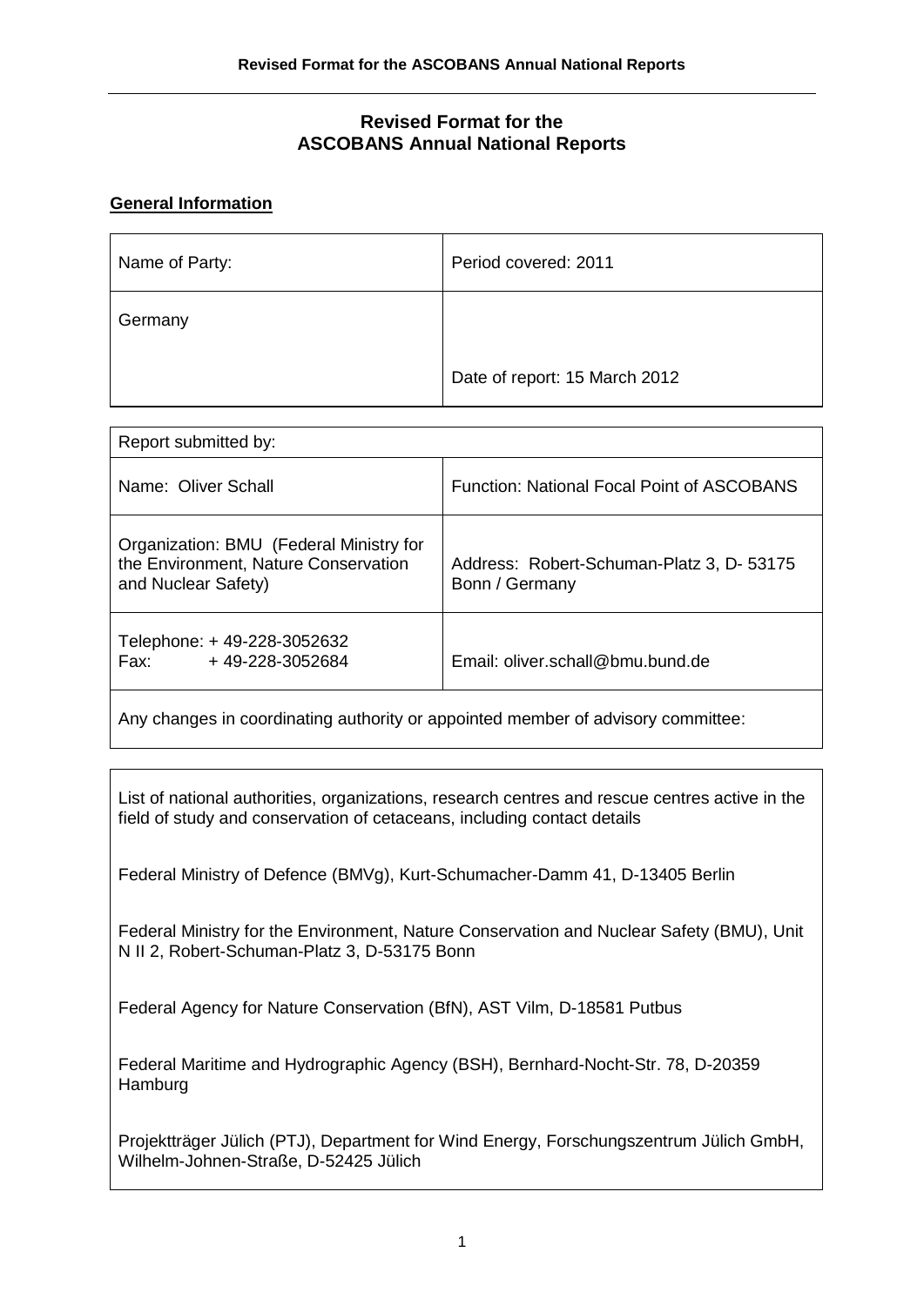# Revised Format for the ASCOBANS Annual National Reports

## General Information

| | |
|---|---|
| Name of Party: | Period covered: 2011 |
| Germany | Date of report: 15 March 2012 |

| Report submitted by: | |
|---|---|
| Name: Oliver Schall | Function: National Focal Point of ASCOBANS |
| Organization: BMU (Federal Ministry for the Environment, Nature Conservation and Nuclear Safety) | Address: Robert-Schuman-Platz 3, D- 53175 Bonn / Germany |
| Telephone: + 49-228-3052632<br>Fax: + 49-228-3052684 | Email: oliver.schall@bmu.bund.de |
| Any changes in coordinating authority or appointed member of advisory committee: | |

List of national authorities, organizations, research centres and rescue centres active in the field of study and conservation of cetaceans, including contact details

Federal Ministry of Defence (BMVg), Kurt-Schumacher-Damm 41, D-13405 Berlin

Federal Ministry for the Environment, Nature Conservation and Nuclear Safety (BMU), Unit N II 2, Robert-Schuman-Platz 3, D-53175 Bonn

Federal Agency for Nature Conservation (BfN), AST Vilm, D-18581 Putbus

Federal Maritime and Hydrographic Agency (BSH), Bernhard-Nocht-Str. 78, D-20359 Hamburg

Projektträger Jülich (PTJ), Department for Wind Energy, Forschungszentrum Jülich GmbH, Wilhelm-Johnen-Straße, D-52425 Jülich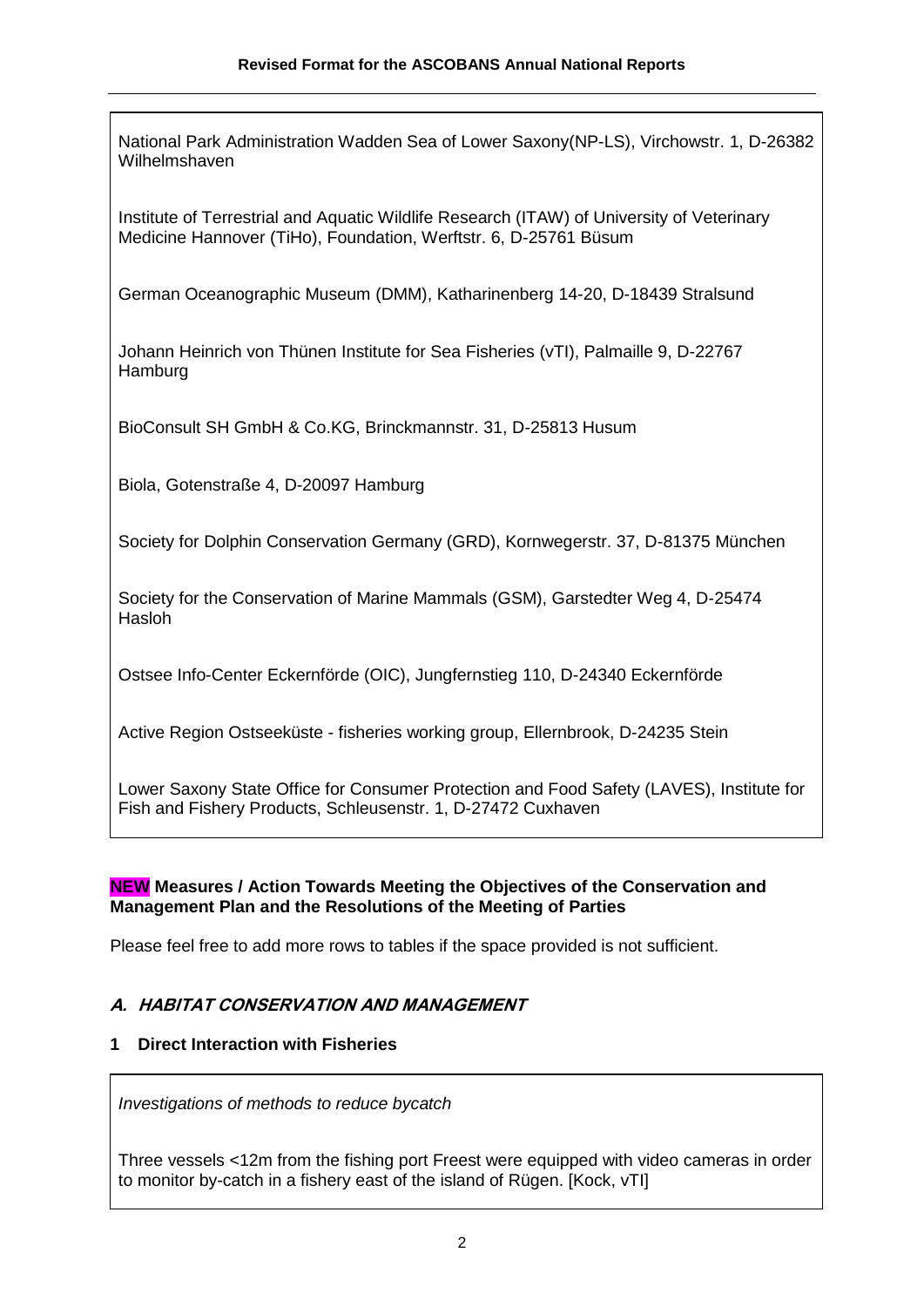National Park Administration Wadden Sea of Lower Saxony(NP-LS), Virchowstr. 1, D-26382 Wilhelmshaven

Institute of Terrestrial and Aquatic Wildlife Research (ITAW) of University of Veterinary Medicine Hannover (TiHo), Foundation, Werftstr. 6, D-25761 Büsum

German Oceanographic Museum (DMM), Katharinenberg 14-20, D-18439 Stralsund

Johann Heinrich von Thünen Institute for Sea Fisheries (vTI), Palmaille 9, D-22767 Hamburg

BioConsult SH GmbH & Co.KG, Brinckmannstr. 31, D-25813 Husum

Biola, Gotenstraße 4, D-20097 Hamburg

Society for Dolphin Conservation Germany (GRD), Kornwegerstr. 37, D-81375 München

Society for the Conservation of Marine Mammals (GSM), Garstedter Weg 4, D-25474 Hasloh

Ostsee Info-Center Eckernförde (OIC), Jungfernstieg 110, D-24340 Eckernförde

Active Region Ostseeküste - fisheries working group, Ellernbrook, D-24235 Stein

Lower Saxony State Office for Consumer Protection and Food Safety (LAVES), Institute for Fish and Fishery Products, Schleusenstr. 1, D-27472 Cuxhaven

**NEW Measures / Action Towards Meeting the Objectives of the Conservation and Management Plan and the Resolutions of the Meeting of Parties**

Please feel free to add more rows to tables if the space provided is not sufficient.

## *A. HABITAT CONSERVATION AND MANAGEMENT*

### 1 Direct Interaction with Fisheries

*Investigations of methods to reduce bycatch*

Three vessels <12m from the fishing port Freest were equipped with video cameras in order to monitor by-catch in a fishery east of the island of Rügen. [Kock, vTI]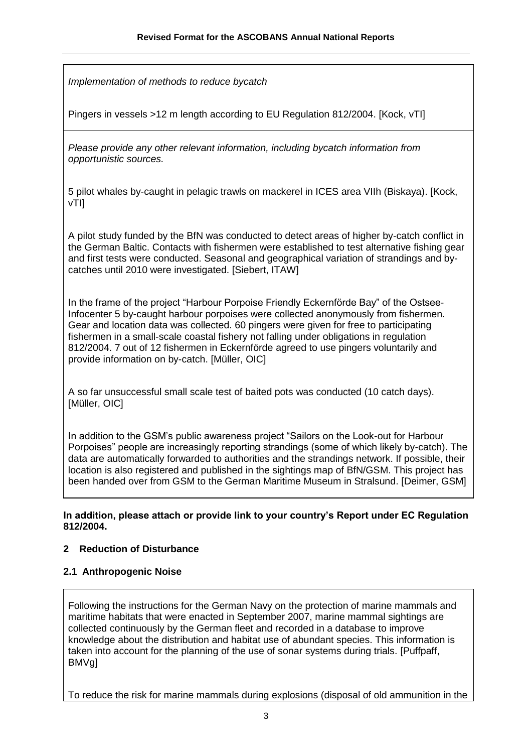*Implementation of methods to reduce bycatch*

Pingers in vessels >12 m length according to EU Regulation 812/2004. [Kock, vTI]

*Please provide any other relevant information, including bycatch information from opportunistic sources.*

5 pilot whales by-caught in pelagic trawls on mackerel in ICES area VIIh (Biskaya). [Kock, vTI]

A pilot study funded by the BfN was conducted to detect areas of higher by-catch conflict in the German Baltic. Contacts with fishermen were established to test alternative fishing gear and first tests were conducted. Seasonal and geographical variation of strandings and by-catches until 2010 were investigated. [Siebert, ITAW]

In the frame of the project "Harbour Porpoise Friendly Eckernförde Bay" of the Ostsee-Infocenter 5 by-caught harbour porpoises were collected anonymously from fishermen. Gear and location data was collected. 60 pingers were given for free to participating fishermen in a small-scale coastal fishery not falling under obligations in regulation 812/2004. 7 out of 12 fishermen in Eckernförde agreed to use pingers voluntarily and provide information on by-catch. [Müller, OIC]

A so far unsuccessful small scale test of baited pots was conducted (10 catch days). [Müller, OIC]

In addition to the GSM's public awareness project "Sailors on the Look-out for Harbour Porpoises" people are increasingly reporting strandings (some of which likely by-catch). The data are automatically forwarded to authorities and the strandings network. If possible, their location is also registered and published in the sightings map of BfN/GSM. This project has been handed over from GSM to the German Maritime Museum in Stralsund. [Deimer, GSM]

**In addition, please attach or provide link to your country's Report under EC Regulation 812/2004.**

## 2 Reduction of Disturbance

### 2.1 Anthropogenic Noise

Following the instructions for the German Navy on the protection of marine mammals and maritime habitats that were enacted in September 2007, marine mammal sightings are collected continuously by the German fleet and recorded in a database to improve knowledge about the distribution and habitat use of abundant species. This information is taken into account for the planning of the use of sonar systems during trials. [Puffpaff, BMVg]

To reduce the risk for marine mammals during explosions (disposal of old ammunition in the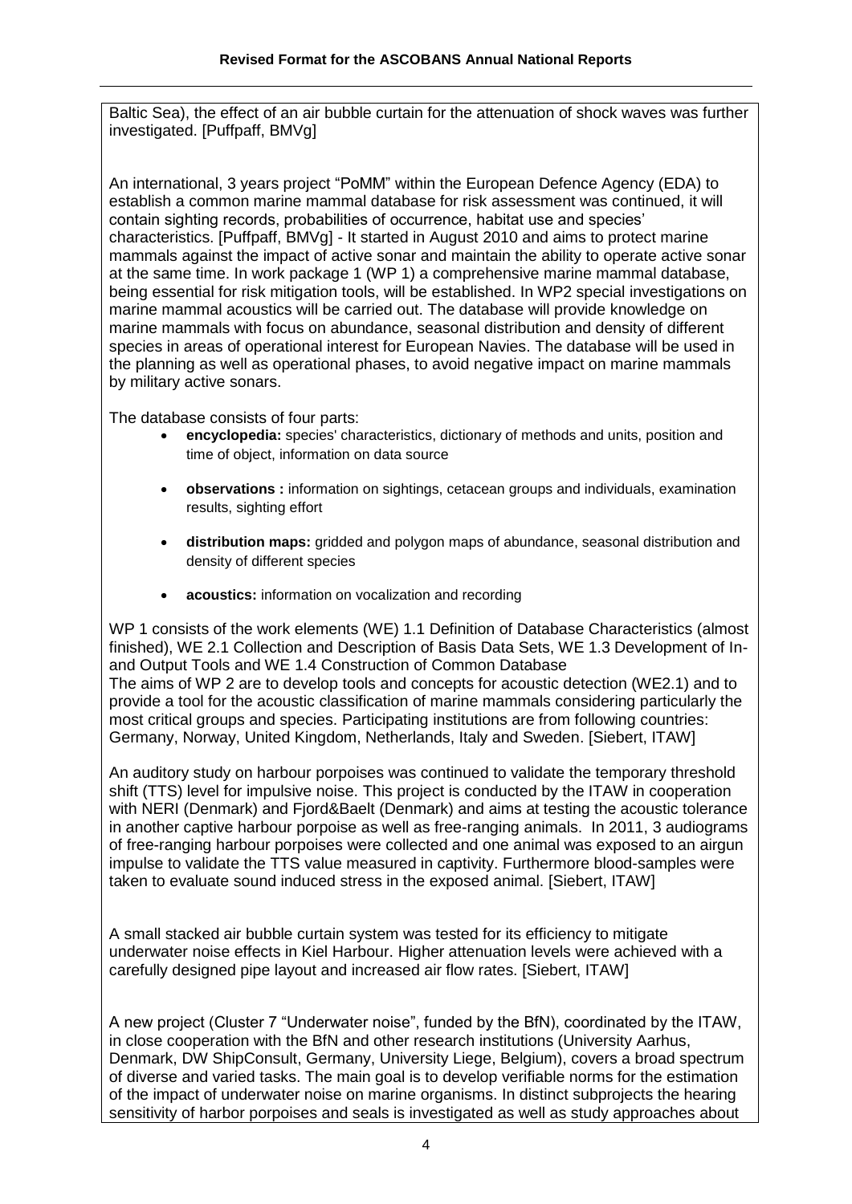Baltic Sea), the effect of an air bubble curtain for the attenuation of shock waves was further investigated. [Puffpaff, BMVg]

An international, 3 years project "PoMM" within the European Defence Agency (EDA) to establish a common marine mammal database for risk assessment was continued, it will contain sighting records, probabilities of occurrence, habitat use and species' characteristics. [Puffpaff, BMVg] - It started in August 2010 and aims to protect marine mammals against the impact of active sonar and maintain the ability to operate active sonar at the same time. In work package 1 (WP 1) a comprehensive marine mammal database, being essential for risk mitigation tools, will be established. In WP2 special investigations on marine mammal acoustics will be carried out. The database will provide knowledge on marine mammals with focus on abundance, seasonal distribution and density of different species in areas of operational interest for European Navies. The database will be used in the planning as well as operational phases, to avoid negative impact on marine mammals by military active sonars.

The database consists of four parts:

- **encyclopedia:** species' characteristics, dictionary of methods and units, position and time of object, information on data source
- **observations :** information on sightings, cetacean groups and individuals, examination results, sighting effort
- **distribution maps:** gridded and polygon maps of abundance, seasonal distribution and density of different species
- **acoustics:** information on vocalization and recording

WP 1 consists of the work elements (WE) 1.1 Definition of Database Characteristics (almost finished), WE 2.1 Collection and Description of Basis Data Sets, WE 1.3 Development of In- and Output Tools and WE 1.4 Construction of Common Database
The aims of WP 2 are to develop tools and concepts for acoustic detection (WE2.1) and to provide a tool for the acoustic classification of marine mammals considering particularly the most critical groups and species. Participating institutions are from following countries: Germany, Norway, United Kingdom, Netherlands, Italy and Sweden. [Siebert, ITAW]

An auditory study on harbour porpoises was continued to validate the temporary threshold shift (TTS) level for impulsive noise. This project is conducted by the ITAW in cooperation with NERI (Denmark) and Fjord&Baelt (Denmark) and aims at testing the acoustic tolerance in another captive harbour porpoise as well as free-ranging animals. In 2011, 3 audiograms of free-ranging harbour porpoises were collected and one animal was exposed to an airgun impulse to validate the TTS value measured in captivity. Furthermore blood-samples were taken to evaluate sound induced stress in the exposed animal. [Siebert, ITAW]

A small stacked air bubble curtain system was tested for its efficiency to mitigate underwater noise effects in Kiel Harbour. Higher attenuation levels were achieved with a carefully designed pipe layout and increased air flow rates. [Siebert, ITAW]

A new project (Cluster 7 "Underwater noise", funded by the BfN), coordinated by the ITAW, in close cooperation with the BfN and other research institutions (University Aarhus, Denmark, DW ShipConsult, Germany, University Liege, Belgium), covers a broad spectrum of diverse and varied tasks. The main goal is to develop verifiable norms for the estimation of the impact of underwater noise on marine organisms. In distinct subprojects the hearing sensitivity of harbor porpoises and seals is investigated as well as study approaches about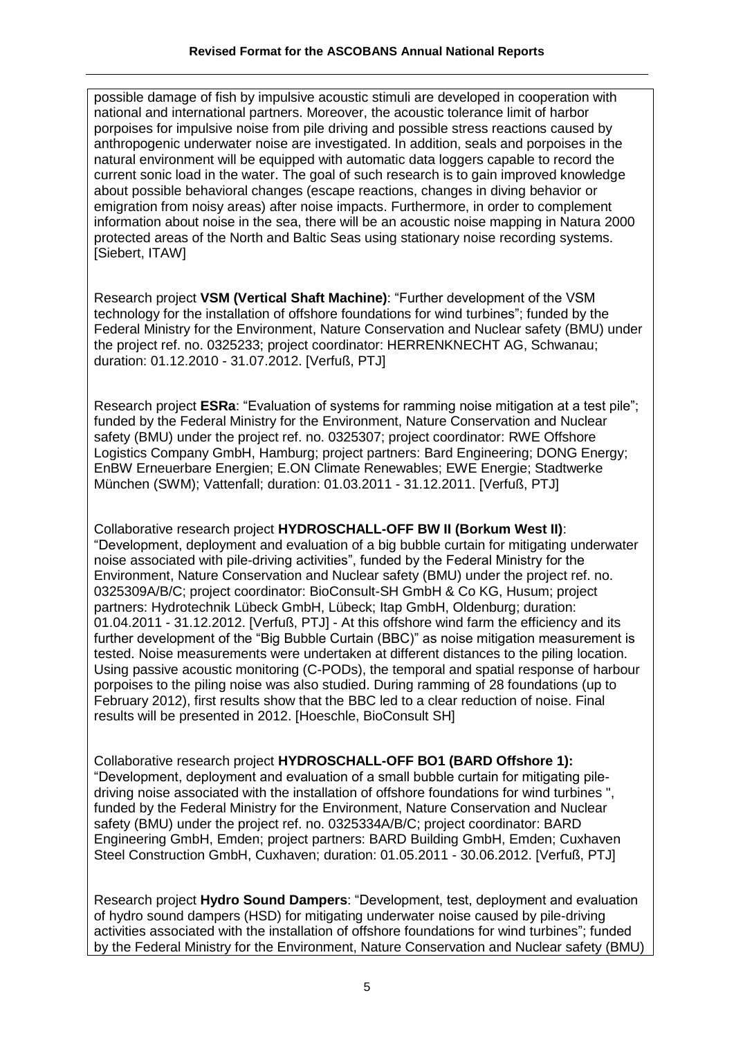possible damage of fish by impulsive acoustic stimuli are developed in cooperation with national and international partners. Moreover, the acoustic tolerance limit of harbor porpoises for impulsive noise from pile driving and possible stress reactions caused by anthropogenic underwater noise are investigated. In addition, seals and porpoises in the natural environment will be equipped with automatic data loggers capable to record the current sonic load in the water. The goal of such research is to gain improved knowledge about possible behavioral changes (escape reactions, changes in diving behavior or emigration from noisy areas) after noise impacts. Furthermore, in order to complement information about noise in the sea, there will be an acoustic noise mapping in Natura 2000 protected areas of the North and Baltic Seas using stationary noise recording systems. [Siebert, ITAW]

Research project **VSM (Vertical Shaft Machine)**: "Further development of the VSM technology for the installation of offshore foundations for wind turbines"; funded by the Federal Ministry for the Environment, Nature Conservation and Nuclear safety (BMU) under the project ref. no. 0325233; project coordinator: HERRENKNECHT AG, Schwanau; duration: 01.12.2010 - 31.07.2012. [Verfuß, PTJ]

Research project **ESRa**: "Evaluation of systems for ramming noise mitigation at a test pile"; funded by the Federal Ministry for the Environment, Nature Conservation and Nuclear safety (BMU) under the project ref. no. 0325307; project coordinator: RWE Offshore Logistics Company GmbH, Hamburg; project partners: Bard Engineering; DONG Energy; EnBW Erneuerbare Energien; E.ON Climate Renewables; EWE Energie; Stadtwerke München (SWM); Vattenfall; duration: 01.03.2011 - 31.12.2011. [Verfuß, PTJ]

Collaborative research project **HYDROSCHALL-OFF BW II (Borkum West II)**: "Development, deployment and evaluation of a big bubble curtain for mitigating underwater noise associated with pile-driving activities", funded by the Federal Ministry for the Environment, Nature Conservation and Nuclear safety (BMU) under the project ref. no. 0325309A/B/C; project coordinator: BioConsult-SH GmbH & Co KG, Husum; project partners: Hydrotechnik Lübeck GmbH, Lübeck; Itap GmbH, Oldenburg; duration: 01.04.2011 - 31.12.2012. [Verfuß, PTJ] - At this offshore wind farm the efficiency and its further development of the "Big Bubble Curtain (BBC)" as noise mitigation measurement is tested. Noise measurements were undertaken at different distances to the piling location. Using passive acoustic monitoring (C-PODs), the temporal and spatial response of harbour porpoises to the piling noise was also studied. During ramming of 28 foundations (up to February 2012), first results show that the BBC led to a clear reduction of noise. Final results will be presented in 2012. [Hoeschle, BioConsult SH]

Collaborative research project **HYDROSCHALL-OFF BO1 (BARD Offshore 1):** "Development, deployment and evaluation of a small bubble curtain for mitigating pile-driving noise associated with the installation of offshore foundations for wind turbines ", funded by the Federal Ministry for the Environment, Nature Conservation and Nuclear safety (BMU) under the project ref. no. 0325334A/B/C; project coordinator: BARD Engineering GmbH, Emden; project partners: BARD Building GmbH, Emden; Cuxhaven Steel Construction GmbH, Cuxhaven; duration: 01.05.2011 - 30.06.2012. [Verfuß, PTJ]

Research project **Hydro Sound Dampers**: "Development, test, deployment and evaluation of hydro sound dampers (HSD) for mitigating underwater noise caused by pile-driving activities associated with the installation of offshore foundations for wind turbines"; funded by the Federal Ministry for the Environment, Nature Conservation and Nuclear safety (BMU)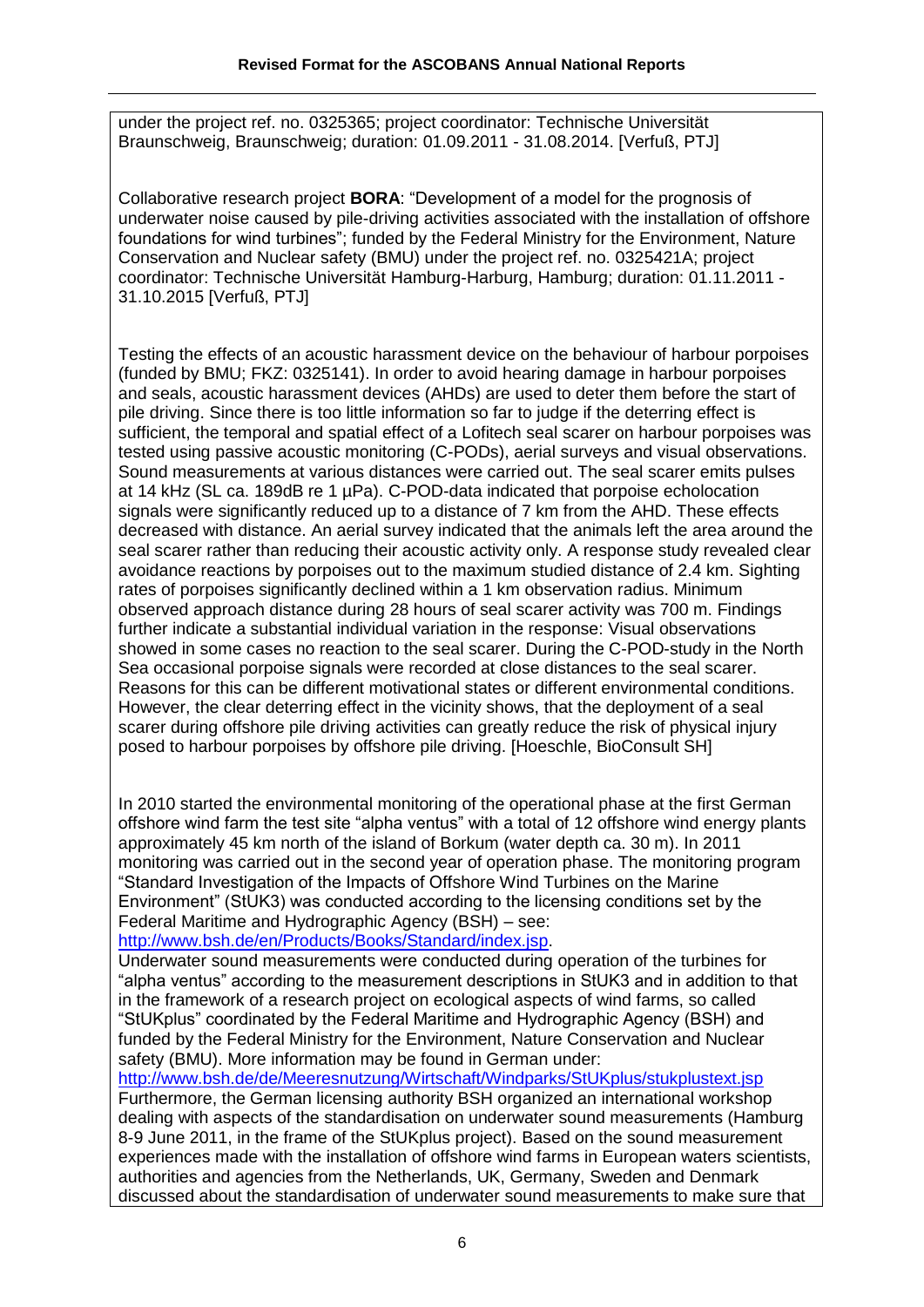under the project ref. no. 0325365; project coordinator: Technische Universität Braunschweig, Braunschweig; duration: 01.09.2011 - 31.08.2014. [Verfuß, PTJ]

Collaborative research project **BORA**: "Development of a model for the prognosis of underwater noise caused by pile-driving activities associated with the installation of offshore foundations for wind turbines"; funded by the Federal Ministry for the Environment, Nature Conservation and Nuclear safety (BMU) under the project ref. no. 0325421A; project coordinator: Technische Universität Hamburg-Harburg, Hamburg; duration: 01.11.2011 - 31.10.2015 [Verfuß, PTJ]

Testing the effects of an acoustic harassment device on the behaviour of harbour porpoises (funded by BMU; FKZ: 0325141). In order to avoid hearing damage in harbour porpoises and seals, acoustic harassment devices (AHDs) are used to deter them before the start of pile driving. Since there is too little information so far to judge if the deterring effect is sufficient, the temporal and spatial effect of a Lofitech seal scarer on harbour porpoises was tested using passive acoustic monitoring (C-PODs), aerial surveys and visual observations. Sound measurements at various distances were carried out. The seal scarer emits pulses at 14 kHz (SL ca. 189dB re 1 µPa). C-POD-data indicated that porpoise echolocation signals were significantly reduced up to a distance of 7 km from the AHD. These effects decreased with distance. An aerial survey indicated that the animals left the area around the seal scarer rather than reducing their acoustic activity only. A response study revealed clear avoidance reactions by porpoises out to the maximum studied distance of 2.4 km. Sighting rates of porpoises significantly declined within a 1 km observation radius. Minimum observed approach distance during 28 hours of seal scarer activity was 700 m. Findings further indicate a substantial individual variation in the response: Visual observations showed in some cases no reaction to the seal scarer. During the C-POD-study in the North Sea occasional porpoise signals were recorded at close distances to the seal scarer. Reasons for this can be different motivational states or different environmental conditions. However, the clear deterring effect in the vicinity shows, that the deployment of a seal scarer during offshore pile driving activities can greatly reduce the risk of physical injury posed to harbour porpoises by offshore pile driving. [Hoeschle, BioConsult SH]

In 2010 started the environmental monitoring of the operational phase at the first German offshore wind farm the test site "alpha ventus" with a total of 12 offshore wind energy plants approximately 45 km north of the island of Borkum (water depth ca. 30 m). In 2011 monitoring was carried out in the second year of operation phase. The monitoring program "Standard Investigation of the Impacts of Offshore Wind Turbines on the Marine Environment" (StUK3) was conducted according to the licensing conditions set by the Federal Maritime and Hydrographic Agency (BSH) – see: http://www.bsh.de/en/Products/Books/Standard/index.jsp.
Underwater sound measurements were conducted during operation of the turbines for "alpha ventus" according to the measurement descriptions in StUK3 and in addition to that in the framework of a research project on ecological aspects of wind farms, so called "StUKplus" coordinated by the Federal Maritime and Hydrographic Agency (BSH) and funded by the Federal Ministry for the Environment, Nature Conservation and Nuclear safety (BMU). More information may be found in German under:
http://www.bsh.de/de/Meeresnutzung/Wirtschaft/Windparks/StUKplus/stukplustext.jsp
Furthermore, the German licensing authority BSH organized an international workshop dealing with aspects of the standardisation on underwater sound measurements (Hamburg 8-9 June 2011, in the frame of the StUKplus project). Based on the sound measurement experiences made with the installation of offshore wind farms in European waters scientists, authorities and agencies from the Netherlands, UK, Germany, Sweden and Denmark discussed about the standardisation of underwater sound measurements to make sure that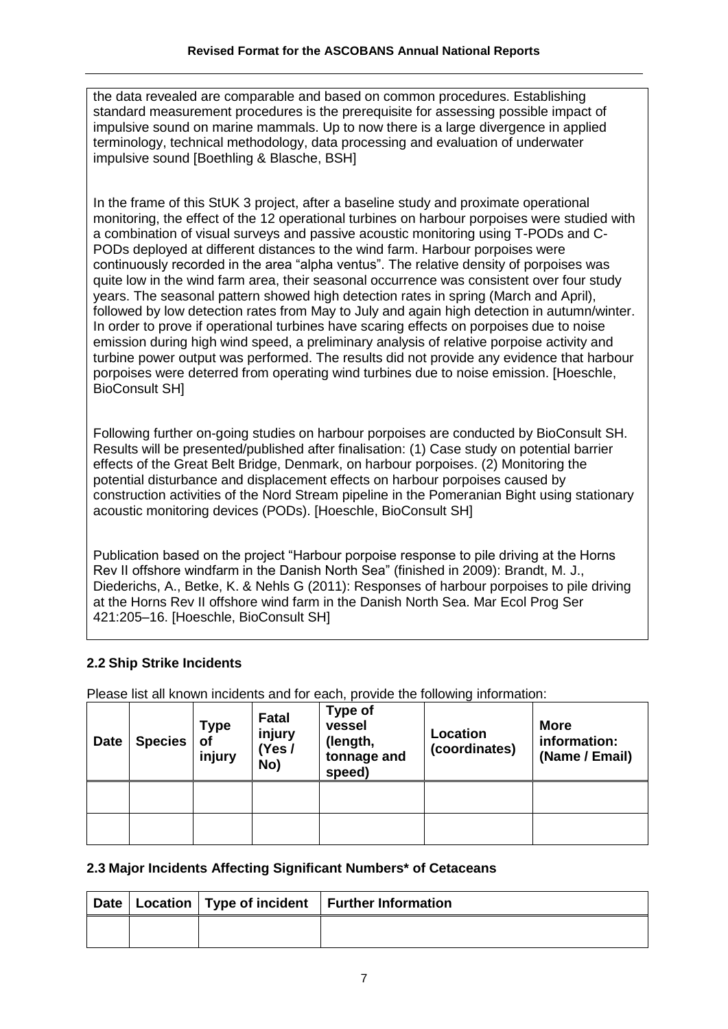the data revealed are comparable and based on common procedures. Establishing standard measurement procedures is the prerequisite for assessing possible impact of impulsive sound on marine mammals. Up to now there is a large divergence in applied terminology, technical methodology, data processing and evaluation of underwater impulsive sound [Boethling & Blasche, BSH]

In the frame of this StUK 3 project, after a baseline study and proximate operational monitoring, the effect of the 12 operational turbines on harbour porpoises were studied with a combination of visual surveys and passive acoustic monitoring using T-PODs and C-PODs deployed at different distances to the wind farm. Harbour porpoises were continuously recorded in the area "alpha ventus". The relative density of porpoises was quite low in the wind farm area, their seasonal occurrence was consistent over four study years. The seasonal pattern showed high detection rates in spring (March and April), followed by low detection rates from May to July and again high detection in autumn/winter. In order to prove if operational turbines have scaring effects on porpoises due to noise emission during high wind speed, a preliminary analysis of relative porpoise activity and turbine power output was performed. The results did not provide any evidence that harbour porpoises were deterred from operating wind turbines due to noise emission. [Hoeschle, BioConsult SH]

Following further on-going studies on harbour porpoises are conducted by BioConsult SH. Results will be presented/published after finalisation: (1) Case study on potential barrier effects of the Great Belt Bridge, Denmark, on harbour porpoises. (2) Monitoring the potential disturbance and displacement effects on harbour porpoises caused by construction activities of the Nord Stream pipeline in the Pomeranian Bight using stationary acoustic monitoring devices (PODs). [Hoeschle, BioConsult SH]

Publication based on the project "Harbour porpoise response to pile driving at the Horns Rev II offshore windfarm in the Danish North Sea" (finished in 2009): Brandt, M. J., Diederichs, A., Betke, K. & Nehls G (2011): Responses of harbour porpoises to pile driving at the Horns Rev II offshore wind farm in the Danish North Sea. Mar Ecol Prog Ser 421:205–16. [Hoeschle, BioConsult SH]

## 2.2 Ship Strike Incidents

Please list all known incidents and for each, provide the following information:

| Date | Species | Type of injury | Fatal injury (Yes / No) | Type of vessel (length, tonnage and speed) | Location (coordinates) | More information: (Name / Email) |
|---|---|---|---|---|---|---|
| | | | | | | |
| | | | | | | |

## 2.3 Major Incidents Affecting Significant Numbers* of Cetaceans

| Date | Location | Type of incident | Further Information |
|---|---|---|---|
| | | | |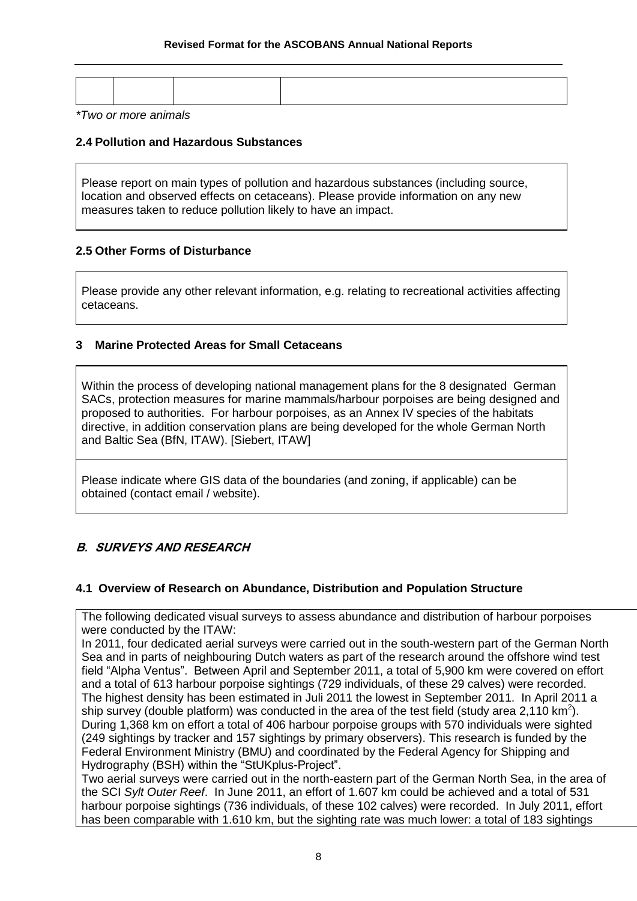| | | | |
|---|---|---|---|
| | | | |

*Two or more animals

### 2.4 Pollution and Hazardous Substances

Please report on main types of pollution and hazardous substances (including source, location and observed effects on cetaceans). Please provide information on any new measures taken to reduce pollution likely to have an impact.

### 2.5 Other Forms of Disturbance

Please provide any other relevant information, e.g. relating to recreational activities affecting cetaceans.

## 3 Marine Protected Areas for Small Cetaceans

Within the process of developing national management plans for the 8 designated German SACs, protection measures for marine mammals/harbour porpoises are being designed and proposed to authorities. For harbour porpoises, as an Annex IV species of the habitats directive, in addition conservation plans are being developed for the whole German North and Baltic Sea (BfN, ITAW). [Siebert, ITAW]

Please indicate where GIS data of the boundaries (and zoning, if applicable) can be obtained (contact email / website).

## *B. SURVEYS AND RESEARCH*

### 4.1 Overview of Research on Abundance, Distribution and Population Structure

The following dedicated visual surveys to assess abundance and distribution of harbour porpoises were conducted by the ITAW:

In 2011, four dedicated aerial surveys were carried out in the south-western part of the German North Sea and in parts of neighbouring Dutch waters as part of the research around the offshore wind test field "Alpha Ventus". Between April and September 2011, a total of 5,900 km were covered on effort and a total of 613 harbour porpoise sightings (729 individuals, of these 29 calves) were recorded. The highest density has been estimated in Juli 2011 the lowest in September 2011. In April 2011 a ship survey (double platform) was conducted in the area of the test field (study area 2,110 km$^2$). During 1,368 km on effort a total of 406 harbour porpoise groups with 570 individuals were sighted (249 sightings by tracker and 157 sightings by primary observers). This research is funded by the Federal Environment Ministry (BMU) and coordinated by the Federal Agency for Shipping and Hydrography (BSH) within the "StUKplus-Project".

Two aerial surveys were carried out in the north-eastern part of the German North Sea, in the area of the SCI *Sylt Outer Reef*. In June 2011, an effort of 1.607 km could be achieved and a total of 531 harbour porpoise sightings (736 individuals, of these 102 calves) were recorded. In July 2011, effort has been comparable with 1.610 km, but the sighting rate was much lower: a total of 183 sightings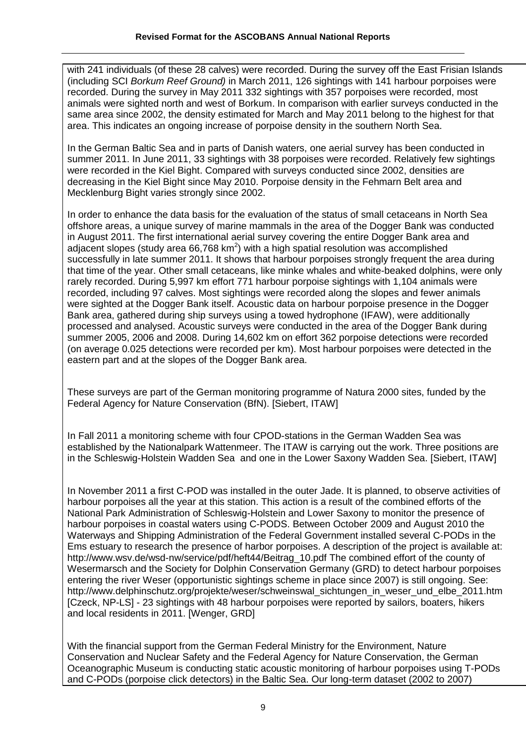with 241 individuals (of these 28 calves) were recorded. During the survey off the East Frisian Islands (including SCI *Borkum Reef Ground)* in March 2011, 126 sightings with 141 harbour porpoises were recorded. During the survey in May 2011 332 sightings with 357 porpoises were recorded, most animals were sighted north and west of Borkum. In comparison with earlier surveys conducted in the same area since 2002, the density estimated for March and May 2011 belong to the highest for that area. This indicates an ongoing increase of porpoise density in the southern North Sea.

In the German Baltic Sea and in parts of Danish waters, one aerial survey has been conducted in summer 2011. In June 2011, 33 sightings with 38 porpoises were recorded. Relatively few sightings were recorded in the Kiel Bight. Compared with surveys conducted since 2002, densities are decreasing in the Kiel Bight since May 2010. Porpoise density in the Fehmarn Belt area and Mecklenburg Bight varies strongly since 2002.

In order to enhance the data basis for the evaluation of the status of small cetaceans in North Sea offshore areas, a unique survey of marine mammals in the area of the Dogger Bank was conducted in August 2011. The first international aerial survey covering the entire Dogger Bank area and adjacent slopes (study area 66,768 km$^2$) with a high spatial resolution was accomplished successfully in late summer 2011. It shows that harbour porpoises strongly frequent the area during that time of the year. Other small cetaceans, like minke whales and white-beaked dolphins, were only rarely recorded. During 5,997 km effort 771 harbour porpoise sightings with 1,104 animals were recorded, including 97 calves. Most sightings were recorded along the slopes and fewer animals were sighted at the Dogger Bank itself. Acoustic data on harbour porpoise presence in the Dogger Bank area, gathered during ship surveys using a towed hydrophone (IFAW), were additionally processed and analysed. Acoustic surveys were conducted in the area of the Dogger Bank during summer 2005, 2006 and 2008. During 14,602 km on effort 362 porpoise detections were recorded (on average 0.025 detections were recorded per km). Most harbour porpoises were detected in the eastern part and at the slopes of the Dogger Bank area.

These surveys are part of the German monitoring programme of Natura 2000 sites, funded by the Federal Agency for Nature Conservation (BfN). [Siebert, ITAW]

In Fall 2011 a monitoring scheme with four CPOD-stations in the German Wadden Sea was established by the Nationalpark Wattenmeer. The ITAW is carrying out the work. Three positions are in the Schleswig-Holstein Wadden Sea and one in the Lower Saxony Wadden Sea. [Siebert, ITAW]

In November 2011 a first C-POD was installed in the outer Jade. It is planned, to observe activities of harbour porpoises all the year at this station. This action is a result of the combined efforts of the National Park Administration of Schleswig-Holstein and Lower Saxony to monitor the presence of harbour porpoises in coastal waters using C-PODS. Between October 2009 and August 2010 the Waterways and Shipping Administration of the Federal Government installed several C-PODs in the Ems estuary to research the presence of harbor porpoises. A description of the project is available at: http://www.wsv.de/wsd-nw/service/pdf/heft44/Beitrag_10.pdf The combined effort of the county of Wesermarsch and the Society for Dolphin Conservation Germany (GRD) to detect harbour porpoises entering the river Weser (opportunistic sightings scheme in place since 2007) is still ongoing. See: http://www.delphinschutz.org/projekte/weser/schweinswal_sichtungen_in_weser_und_elbe_2011.htm [Czeck, NP-LS] - 23 sightings with 48 harbour porpoises were reported by sailors, boaters, hikers and local residents in 2011. [Wenger, GRD]

With the financial support from the German Federal Ministry for the Environment, Nature Conservation and Nuclear Safety and the Federal Agency for Nature Conservation, the German Oceanographic Museum is conducting static acoustic monitoring of harbour porpoises using T-PODs and C-PODs (porpoise click detectors) in the Baltic Sea. Our long-term dataset (2002 to 2007)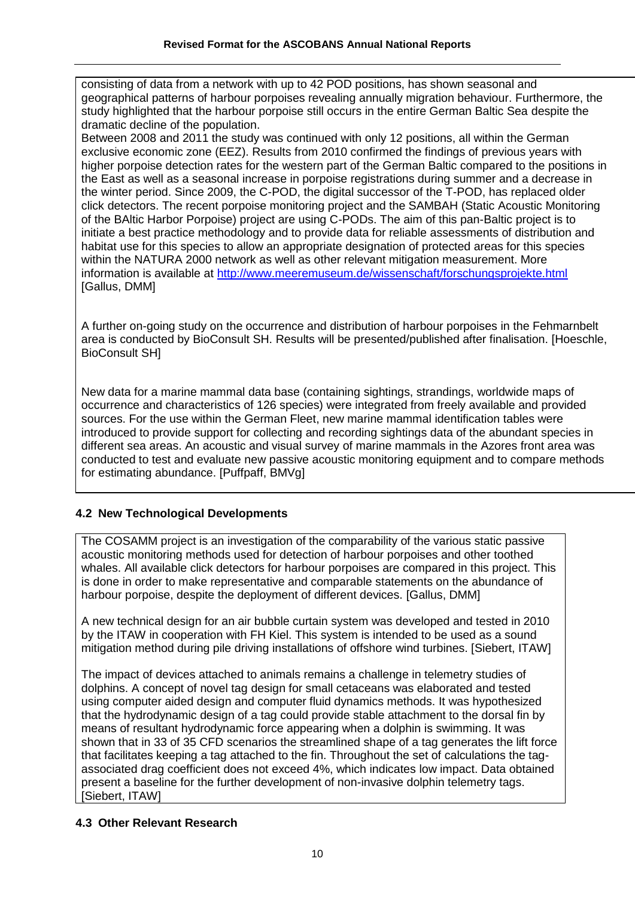consisting of data from a network with up to 42 POD positions, has shown seasonal and geographical patterns of harbour porpoises revealing annually migration behaviour. Furthermore, the study highlighted that the harbour porpoise still occurs in the entire German Baltic Sea despite the dramatic decline of the population.
Between 2008 and 2011 the study was continued with only 12 positions, all within the German exclusive economic zone (EEZ). Results from 2010 confirmed the findings of previous years with higher porpoise detection rates for the western part of the German Baltic compared to the positions in the East as well as a seasonal increase in porpoise registrations during summer and a decrease in the winter period. Since 2009, the C-POD, the digital successor of the T-POD, has replaced older click detectors. The recent porpoise monitoring project and the SAMBAH (Static Acoustic Monitoring of the BAltic Harbor Porpoise) project are using C-PODs. The aim of this pan-Baltic project is to initiate a best practice methodology and to provide data for reliable assessments of distribution and habitat use for this species to allow an appropriate designation of protected areas for this species within the NATURA 2000 network as well as other relevant mitigation measurement. More information is available at http://www.meeremuseum.de/wissenschaft/forschungsprojekte.html [Gallus, DMM]

A further on-going study on the occurrence and distribution of harbour porpoises in the Fehmarnbelt area is conducted by BioConsult SH. Results will be presented/published after finalisation. [Hoeschle, BioConsult SH]

New data for a marine mammal data base (containing sightings, strandings, worldwide maps of occurrence and characteristics of 126 species) were integrated from freely available and provided sources. For the use within the German Fleet, new marine mammal identification tables were introduced to provide support for collecting and recording sightings data of the abundant species in different sea areas. An acoustic and visual survey of marine mammals in the Azores front area was conducted to test and evaluate new passive acoustic monitoring equipment and to compare methods for estimating abundance. [Puffpaff, BMVg]

### 4.2 New Technological Developments

The COSAMM project is an investigation of the comparability of the various static passive acoustic monitoring methods used for detection of harbour porpoises and other toothed whales. All available click detectors for harbour porpoises are compared in this project. This is done in order to make representative and comparable statements on the abundance of harbour porpoise, despite the deployment of different devices. [Gallus, DMM]

A new technical design for an air bubble curtain system was developed and tested in 2010 by the ITAW in cooperation with FH Kiel. This system is intended to be used as a sound mitigation method during pile driving installations of offshore wind turbines. [Siebert, ITAW]

The impact of devices attached to animals remains a challenge in telemetry studies of dolphins. A concept of novel tag design for small cetaceans was elaborated and tested using computer aided design and computer fluid dynamics methods. It was hypothesized that the hydrodynamic design of a tag could provide stable attachment to the dorsal fin by means of resultant hydrodynamic force appearing when a dolphin is swimming. It was shown that in 33 of 35 CFD scenarios the streamlined shape of a tag generates the lift force that facilitates keeping a tag attached to the fin. Throughout the set of calculations the tag-associated drag coefficient does not exceed 4%, which indicates low impact. Data obtained present a baseline for the further development of non-invasive dolphin telemetry tags. [Siebert, ITAW]

### 4.3 Other Relevant Research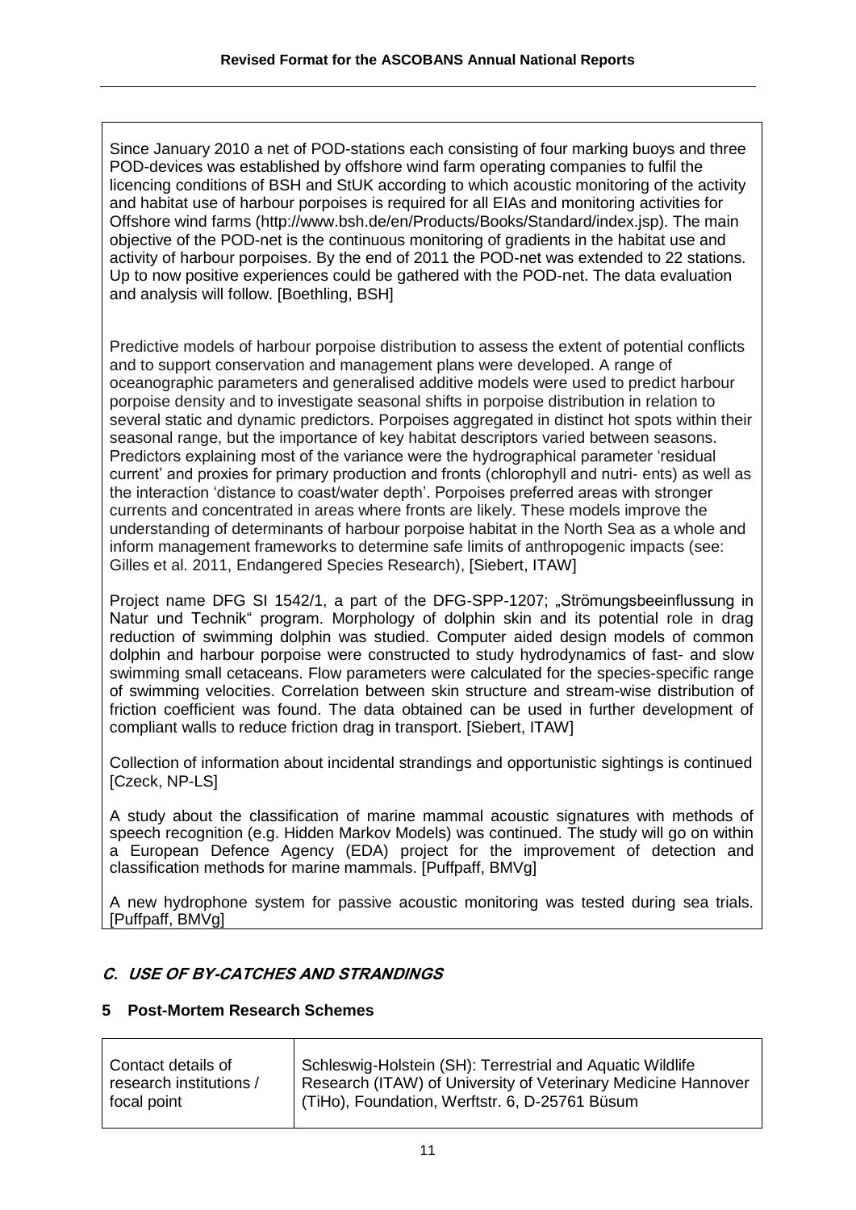Since January 2010 a net of POD-stations each consisting of four marking buoys and three POD-devices was established by offshore wind farm operating companies to fulfil the licencing conditions of BSH and StUK according to which acoustic monitoring of the activity and habitat use of harbour porpoises is required for all EIAs and monitoring activities for Offshore wind farms (http://www.bsh.de/en/Products/Books/Standard/index.jsp). The main objective of the POD-net is the continuous monitoring of gradients in the habitat use and activity of harbour porpoises. By the end of 2011 the POD-net was extended to 22 stations. Up to now positive experiences could be gathered with the POD-net. The data evaluation and analysis will follow. [Boethling, BSH]

Predictive models of harbour porpoise distribution to assess the extent of potential conflicts and to support conservation and management plans were developed. A range of oceanographic parameters and generalised additive models were used to predict harbour porpoise density and to investigate seasonal shifts in porpoise distribution in relation to several static and dynamic predictors. Porpoises aggregated in distinct hot spots within their seasonal range, but the importance of key habitat descriptors varied between seasons. Predictors explaining most of the variance were the hydrographical parameter 'residual current' and proxies for primary production and fronts (chlorophyll and nutri- ents) as well as the interaction 'distance to coast/water depth'. Porpoises preferred areas with stronger currents and concentrated in areas where fronts are likely. These models improve the understanding of determinants of harbour porpoise habitat in the North Sea as a whole and inform management frameworks to determine safe limits of anthropogenic impacts (see: Gilles et al. 2011, Endangered Species Research), [Siebert, ITAW]

Project name DFG SI 1542/1, a part of the DFG-SPP-1207; „Strömungsbeeinflussung in Natur und Technik" program. Morphology of dolphin skin and its potential role in drag reduction of swimming dolphin was studied. Computer aided design models of common dolphin and harbour porpoise were constructed to study hydrodynamics of fast- and slow swimming small cetaceans. Flow parameters were calculated for the species-specific range of swimming velocities. Correlation between skin structure and stream-wise distribution of friction coefficient was found. The data obtained can be used in further development of compliant walls to reduce friction drag in transport. [Siebert, ITAW]

Collection of information about incidental strandings and opportunistic sightings is continued [Czeck, NP-LS]

A study about the classification of marine mammal acoustic signatures with methods of speech recognition (e.g. Hidden Markov Models) was continued. The study will go on within a European Defence Agency (EDA) project for the improvement of detection and classification methods for marine mammals. [Puffpaff, BMVg]

A new hydrophone system for passive acoustic monitoring was tested during sea trials. [Puffpaff, BMVg]

## C. USE OF BY-CATCHES AND STRANDINGS

### 5 Post-Mortem Research Schemes

| Contact details of research institutions / focal point | Schleswig-Holstein (SH): Terrestrial and Aquatic Wildlife Research (ITAW) of University of Veterinary Medicine Hannover (TiHo), Foundation, Werftstr. 6, D-25761 Büsum |
|---|---|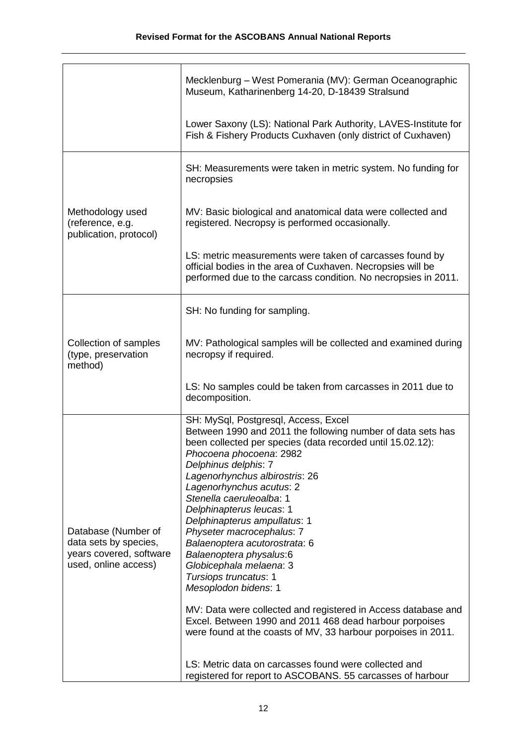| | |
|---|---|
| | Mecklenburg – West Pomerania (MV): German Oceanographic Museum, Katharinenberg 14-20, D-18439 Stralsund<br><br>Lower Saxony (LS): National Park Authority, LAVES-Institute for Fish & Fishery Products Cuxhaven (only district of Cuxhaven) |
| Methodology used (reference, e.g. publication, protocol) | SH: Measurements were taken in metric system. No funding for necropsies<br><br>MV: Basic biological and anatomical data were collected and registered. Necropsy is performed occasionally.<br><br>LS: metric measurements were taken of carcasses found by official bodies in the area of Cuxhaven. Necropsies will be performed due to the carcass condition. No necropsies in 2011. |
| Collection of samples (type, preservation method) | SH: No funding for sampling.<br><br>MV: Pathological samples will be collected and examined during necropsy if required.<br><br>LS: No samples could be taken from carcasses in 2011 due to decomposition. |
| Database (Number of data sets by species, years covered, software used, online access) | SH: MySql, Postgresql, Access, Excel<br>Between 1990 and 2011 the following number of data sets has been collected per species (data recorded until 15.02.12):<br>*Phocoena phocoena*: 2982<br>*Delphinus delphis*: 7<br>*Lagenorhynchus albirostris*: 26<br>*Lagenorhynchus acutus*: 2<br>*Stenella caeruleoalba*: 1<br>*Delphinapterus leucas*: 1<br>*Delphinapterus ampullatus*: 1<br>*Physeter macrocephalus*: 7<br>*Balaenoptera acutorostrata*: 6<br>*Balaenoptera physalus*:6<br>*Globicephala melaena*: 3<br>*Tursiops truncatus*: 1<br>*Mesoplodon bidens*: 1<br><br>MV: Data were collected and registered in Access database and Excel. Between 1990 and 2011 468 dead harbour porpoises were found at the coasts of MV, 33 harbour porpoises in 2011.<br><br>LS: Metric data on carcasses found were collected and registered for report to ASCOBANS. 55 carcasses of harbour |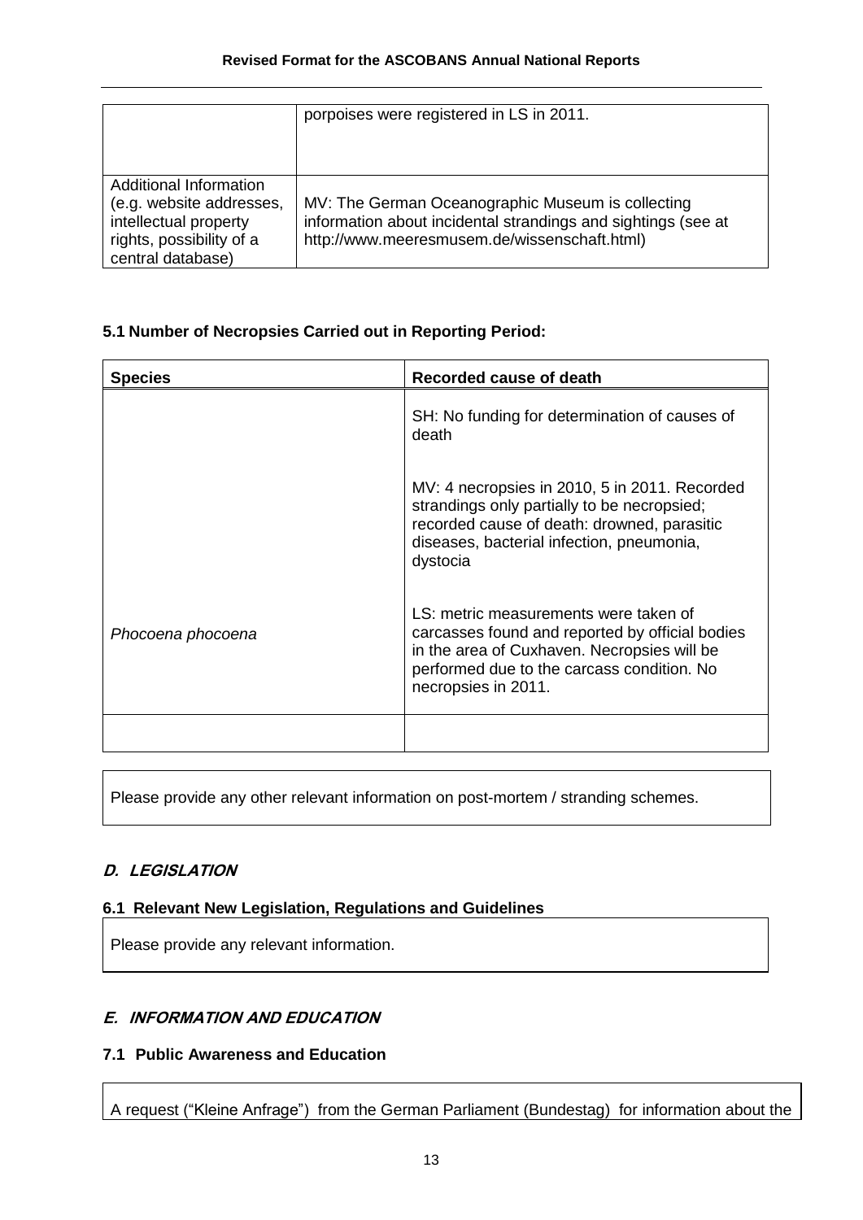| | |
|---|---|
| | porpoises were registered in LS in 2011. |
| Additional Information (e.g. website addresses, intellectual property rights, possibility of a central database) | MV: The German Oceanographic Museum is collecting information about incidental strandings and sightings (see at http://www.meeresmusem.de/wissenschaft.html) |

### 5.1 Number of Necropsies Carried out in Reporting Period:

| Species | Recorded cause of death |
|---|---|
| *Phocoena phocoena* | SH: No funding for determination of causes of death<br><br>MV: 4 necropsies in 2010, 5 in 2011. Recorded strandings only partially to be necropsied; recorded cause of death: drowned, parasitic diseases, bacterial infection, pneumonia, dystocia<br><br>LS: metric measurements were taken of carcasses found and reported by official bodies in the area of Cuxhaven. Necropsies will be performed due to the carcass condition. No necropsies in 2011. |
| | |

Please provide any other relevant information on post-mortem / stranding schemes.

## *D. LEGISLATION*

### 6.1 Relevant New Legislation, Regulations and Guidelines

Please provide any relevant information.

## *E. INFORMATION AND EDUCATION*

### 7.1 Public Awareness and Education

A request (“Kleine Anfrage”) from the German Parliament (Bundestag) for information about the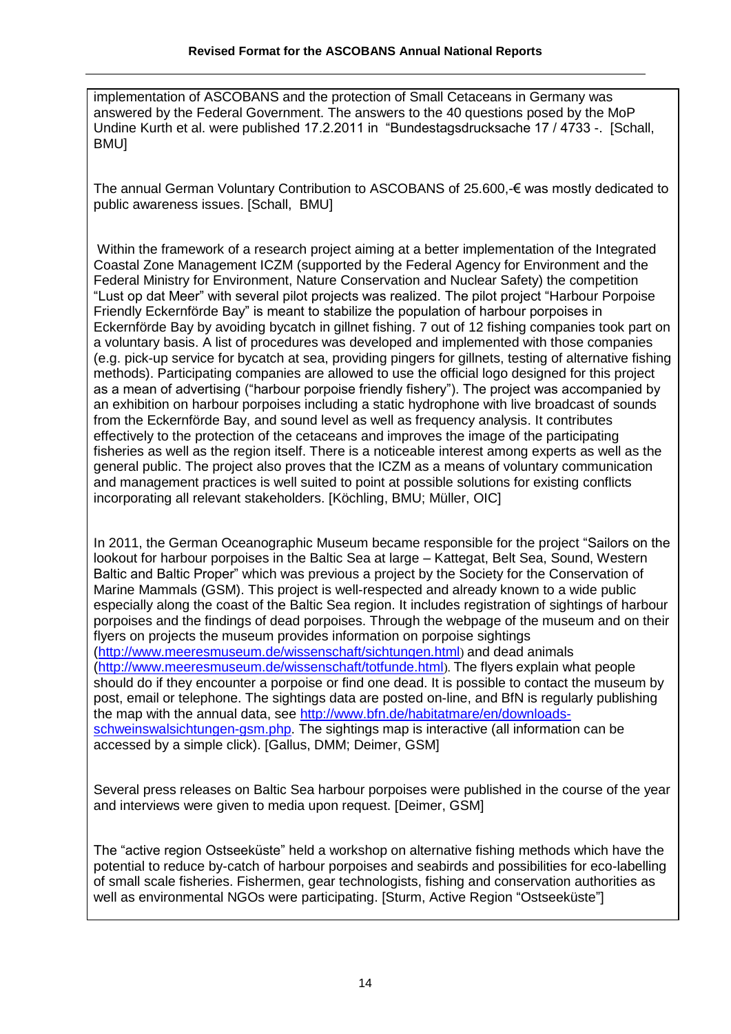implementation of ASCOBANS and the protection of Small Cetaceans in Germany was answered by the Federal Government. The answers to the 40 questions posed by the MoP Undine Kurth et al. were published 17.2.2011 in "Bundestagsdrucksache 17 / 4733 -. [Schall, BMU]

The annual German Voluntary Contribution to ASCOBANS of 25.600,-€ was mostly dedicated to public awareness issues. [Schall, BMU]

Within the framework of a research project aiming at a better implementation of the Integrated Coastal Zone Management ICZM (supported by the Federal Agency for Environment and the Federal Ministry for Environment, Nature Conservation and Nuclear Safety) the competition "Lust op dat Meer" with several pilot projects was realized. The pilot project "Harbour Porpoise Friendly Eckernförde Bay" is meant to stabilize the population of harbour porpoises in Eckernförde Bay by avoiding bycatch in gillnet fishing. 7 out of 12 fishing companies took part on a voluntary basis. A list of procedures was developed and implemented with those companies (e.g. pick-up service for bycatch at sea, providing pingers for gillnets, testing of alternative fishing methods). Participating companies are allowed to use the official logo designed for this project as a mean of advertising ("harbour porpoise friendly fishery"). The project was accompanied by an exhibition on harbour porpoises including a static hydrophone with live broadcast of sounds from the Eckernförde Bay, and sound level as well as frequency analysis. It contributes effectively to the protection of the cetaceans and improves the image of the participating fisheries as well as the region itself. There is a noticeable interest among experts as well as the general public. The project also proves that the ICZM as a means of voluntary communication and management practices is well suited to point at possible solutions for existing conflicts incorporating all relevant stakeholders. [Köchling, BMU; Müller, OIC]

In 2011, the German Oceanographic Museum became responsible for the project "Sailors on the lookout for harbour porpoises in the Baltic Sea at large – Kattegat, Belt Sea, Sound, Western Baltic and Baltic Proper" which was previous a project by the Society for the Conservation of Marine Mammals (GSM). This project is well-respected and already known to a wide public especially along the coast of the Baltic Sea region. It includes registration of sightings of harbour porpoises and the findings of dead porpoises. Through the webpage of the museum and on their flyers on projects the museum provides information on porpoise sightings (http://www.meeresmuseum.de/wissenschaft/sichtungen.html) and dead animals (http://www.meeresmuseum.de/wissenschaft/totfunde.html). The flyers explain what people should do if they encounter a porpoise or find one dead. It is possible to contact the museum by post, email or telephone. The sightings data are posted on-line, and BfN is regularly publishing the map with the annual data, see http://www.bfn.de/habitatmare/en/downloads-schweinswalsichtungen-gsm.php. The sightings map is interactive (all information can be accessed by a simple click). [Gallus, DMM; Deimer, GSM]

Several press releases on Baltic Sea harbour porpoises were published in the course of the year and interviews were given to media upon request. [Deimer, GSM]

The "active region Ostseeküste" held a workshop on alternative fishing methods which have the potential to reduce by-catch of harbour porpoises and seabirds and possibilities for eco-labelling of small scale fisheries. Fishermen, gear technologists, fishing and conservation authorities as well as environmental NGOs were participating. [Sturm, Active Region "Ostseeküste"]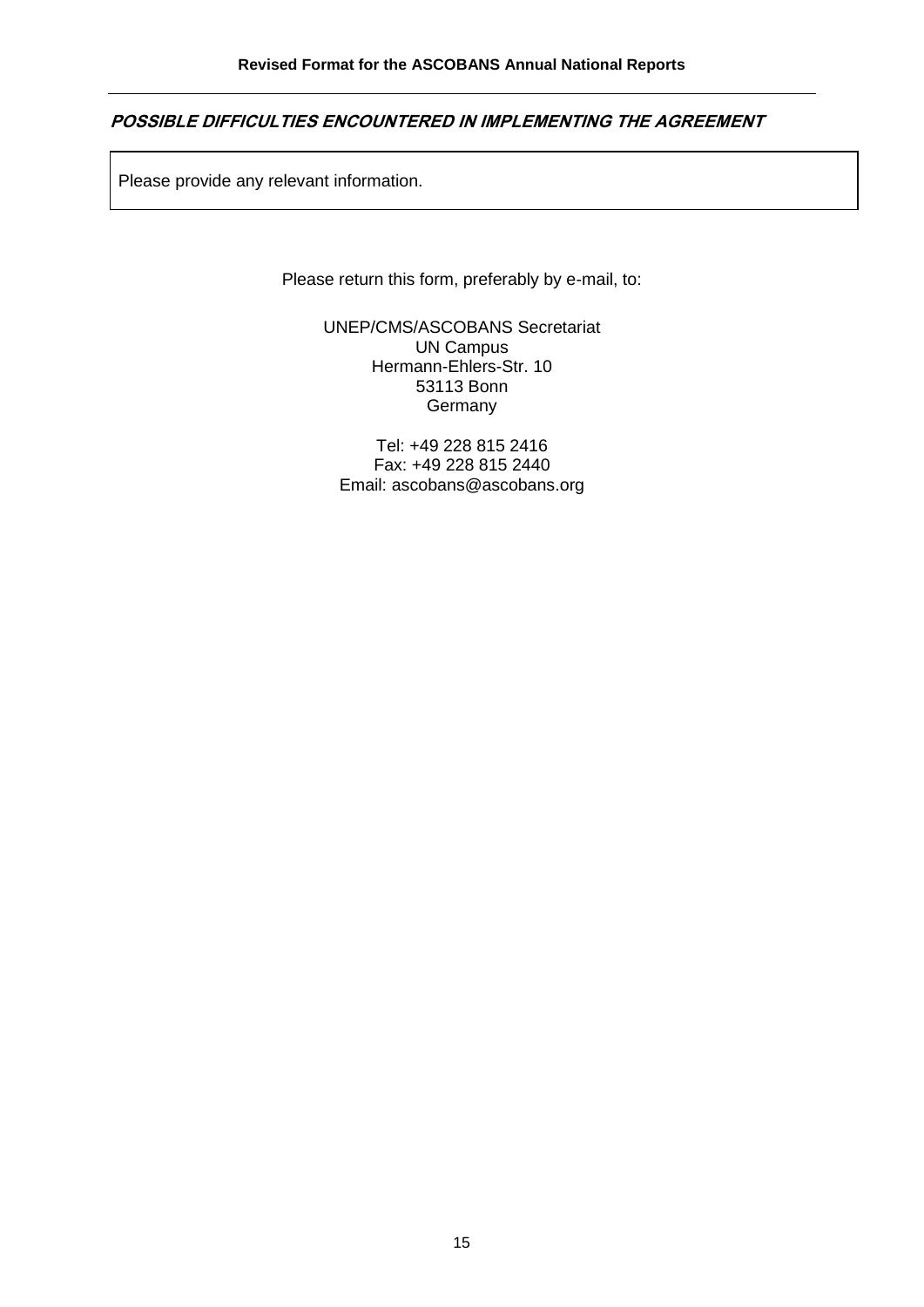## *POSSIBLE DIFFICULTIES ENCOUNTERED IN IMPLEMENTING THE AGREEMENT*

| |
|---|
| Please provide any relevant information. |

Please return this form, preferably by e-mail, to:

UNEP/CMS/ASCOBANS Secretariat
UN Campus
Hermann-Ehlers-Str. 10
53113 Bonn
Germany

Tel: +49 228 815 2416
Fax: +49 228 815 2440
Email: ascobans@ascobans.org